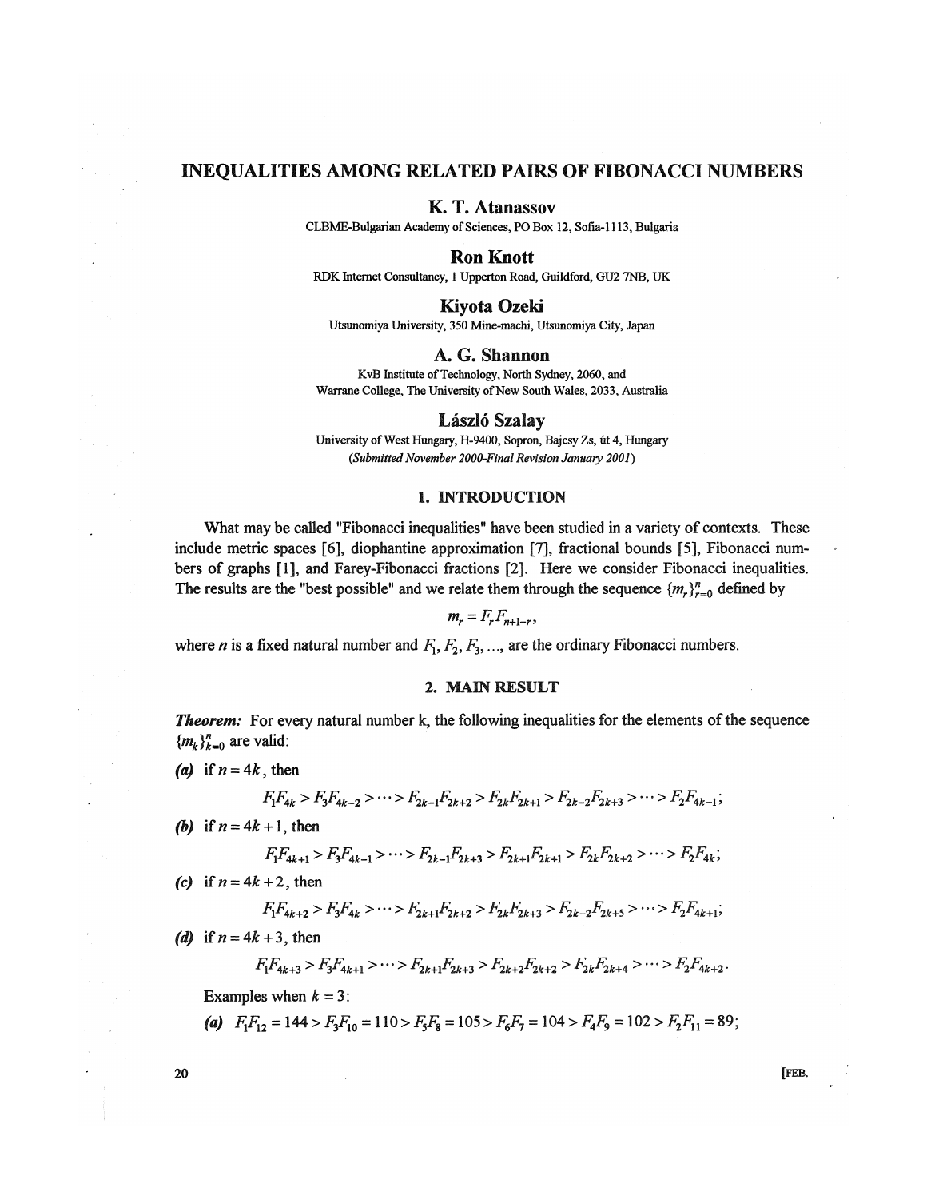# INEQUALITIES AMONG RELATED PAIRS OF FIBONACCI NUMBERS

## K. T. Atanassov

CLBME-Bulgarian Academy of Sciences, PO Box 12, Sofia-1113, Bulgaria

## Ron Knott

RDK Internet Consultancy, 1 Upperton Road, Guildford, GU2 7NB, UK

## Kiyota Ozeki

Utsunomiya University, 350 Mine-machi, Utsunomiya City, Japan

## A. G. Shannon

KvB Institute of Technology, North Sydney, 2060, and
Warrane College, The University of New South Wales, 2033, Australia

## László Szalay

University of West Hungary, H-9400, Sopron, Bajcsy Zs, út 4, Hungary
*(Submitted November 2000-Final Revision January 2001)*

### 1. INTRODUCTION

What may be called "Fibonacci inequalities" have been studied in a variety of contexts. These include metric spaces [6], diophantine approximation [7], fractional bounds [5], Fibonacci numbers of graphs [1], and Farey-Fibonacci fractions [2]. Here we consider Fibonacci inequalities. The results are the "best possible" and we relate them through the sequence $\{m_r\}_{r=0}^{n}$ defined by

$$m_r = F_r F_{n+1-r},$$

where $n$ is a fixed natural number and $F_1, F_2, F_3, \ldots,$ are the ordinary Fibonacci numbers.

### 2. MAIN RESULT

***Theorem:*** For every natural number k, the following inequalities for the elements of the sequence $\{m_k\}_{k=0}^{n}$ are valid:

***(a)*** if $n = 4k$, then

$$F_1F_{4k} > F_3F_{4k-2} > \cdots > F_{2k-1}F_{2k+2} > F_{2k}F_{2k+1} > F_{2k-2}F_{2k+3} > \cdots > F_2F_{4k-1};$$

***(b)*** if $n = 4k+1$, then

$$F_1F_{4k+1} > F_3F_{4k-1} > \cdots > F_{2k-1}F_{2k+3} > F_{2k+1}F_{2k+1} > F_{2k}F_{2k+2} > \cdots > F_2F_{4k};$$

***(c)*** if $n = 4k+2$, then

$$F_1F_{4k+2} > F_3F_{4k} > \cdots > F_{2k+1}F_{2k+2} > F_{2k}F_{2k+3} > F_{2k-2}F_{2k+5} > \cdots > F_2F_{4k+1};$$

***(d)*** if $n = 4k+3$, then

$$F_1F_{4k+3} > F_3F_{4k+1} > \cdots > F_{2k+1}F_{2k+3} > F_{2k+2}F_{2k+2} > F_{2k}F_{2k+4} > \cdots > F_2F_{4k+2}.$$

Examples when $k = 3$:

***(a)*** $F_1F_{12} = 144 > F_3F_{10} = 110 > F_5F_8 = 105 > F_6F_7 = 104 > F_4F_9 = 102 > F_2F_{11} = 89;$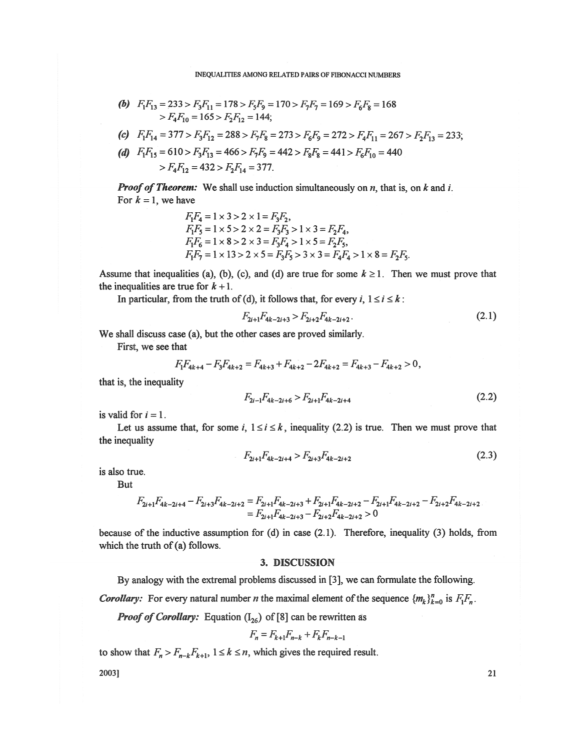*(b)* $F_1F_{13} = 233 > F_3F_{11} = 178 > F_5F_9 = 170 > F_7F_7 = 169 > F_6F_8 = 168$
$> F_4F_{10} = 165 > F_2F_{12} = 144;$

*(c)* $F_1F_{14} = 377 > F_3F_{12} = 288 > F_7F_8 = 273 > F_6F_9 = 272 > F_4F_{11} = 267 > F_2F_{13} = 233;$

*(d)* $F_1F_{15} = 610 > F_3F_{13} = 466 > F_7F_9 = 442 > F_8F_8 = 441 > F_6F_{10} = 440$
$> F_4F_{12} = 432 > F_2F_{14} = 377.$

***Proof of Theorem:*** We shall use induction simultaneously on $n$, that is, on $k$ and $i$.

For $k = 1$, we have

$$F_1F_4 = 1 \times 3 > 2 \times 1 = F_3F_2,$$
$$F_1F_5 = 1 \times 5 > 2 \times 2 = F_3F_3 > 1 \times 3 = F_2F_4,$$
$$F_1F_6 = 1 \times 8 > 2 \times 3 = F_3F_4 > 1 \times 5 = F_2F_5,$$
$$F_1F_7 = 1 \times 13 > 2 \times 5 = F_3F_5 > 3 \times 3 = F_4F_4 > 1 \times 8 = F_2F_5.$$

Assume that inequalities (a), (b), (c), and (d) are true for some $k \geq 1$. Then we must prove that the inequalities are true for $k+1$.

In particular, from the truth of (d), it follows that, for every $i$, $1 \leq i \leq k$:

$$F_{2i+1}F_{4k-2i+3} > F_{2i+2}F_{4k-2i+2}. \tag{2.1}$$

We shall discuss case (a), but the other cases are proved similarly.

First, we see that

$$F_1F_{4k+4} - F_3F_{4k+2} = F_{4k+3} + F_{4k+2} - 2F_{4k+2} = F_{4k+3} - F_{4k+2} > 0,$$

that is, the inequality

$$F_{2i-1}F_{4k-2i+6} > F_{2i+1}F_{4k-2i+4} \tag{2.2}$$

is valid for $i = 1$.

Let us assume that, for some $i$, $1 \leq i \leq k$, inequality (2.2) is true. Then we must prove that the inequality

$$F_{2i+1}F_{4k-2i+4} > F_{2i+3}F_{4k-2i+2} \tag{2.3}$$

is also true.

But

$$\begin{aligned} F_{2i+1}F_{4k-2i+4} - F_{2i+3}F_{4k-2i+2} &= F_{2i+1}F_{4k-2i+3} + F_{2i+1}F_{4k-2i+2} - F_{2i+1}F_{4k-2i+2} - F_{2i+2}F_{4k-2i+2} \\ &= F_{2i+1}F_{4k-2i+3} - F_{2i+2}F_{4k-2i+2} > 0 \end{aligned}$$

because of the inductive assumption for (d) in case (2.1). Therefore, inequality (3) holds, from which the truth of (a) follows.

## 3. DISCUSSION

By analogy with the extremal problems discussed in [3], we can formulate the following.

***Corollary:*** For every natural number $n$ the maximal element of the sequence $\{m_k\}_{k=0}^{n}$ is $F_1F_n$.

***Proof of Corollary:*** Equation $(I_{26})$ of [8] can be rewritten as

$$F_n = F_{k+1}F_{n-k} + F_kF_{n-k-1}$$

to show that $F_n > F_{n-k}F_{k+1}$, $1 \leq k \leq n$, which gives the required result.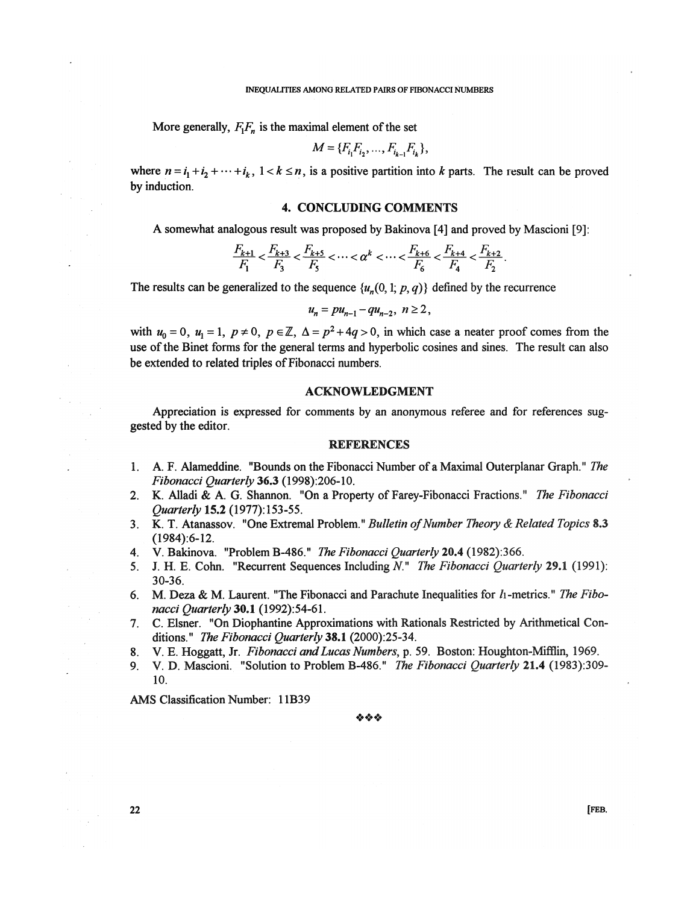More generally, $F_1F_n$ is the maximal element of the set

$$M = \{F_{i_1}F_{i_2}, \ldots, F_{i_{k-1}}F_{i_k}\},$$

where $n = i_1 + i_2 + \cdots + i_k$, $1 < k \leq n$, is a positive partition into $k$ parts. The result can be proved by induction.

## 4. CONCLUDING COMMENTS

A somewhat analogous result was proposed by Bakinova [4] and proved by Mascioni [9]:

$$\frac{F_{k+1}}{F_1} < \frac{F_{k+3}}{F_3} < \frac{F_{k+5}}{F_5} < \cdots < \alpha^k < \cdots < \frac{F_{k+6}}{F_6} < \frac{F_{k+4}}{F_4} < \frac{F_{k+2}}{F_2}.$$

The results can be generalized to the sequence $\{u_n(0, 1; p, q)\}$ defined by the recurrence

$$u_n = pu_{n-1} - qu_{n-2}, \; n \geq 2,$$

with $u_0 = 0$, $u_1 = 1$, $p \neq 0$, $p \in \mathbb{Z}$, $\Delta = p^2 + 4q > 0$, in which case a neater proof comes from the use of the Binet forms for the general terms and hyperbolic cosines and sines. The result can also be extended to related triples of Fibonacci numbers.

## ACKNOWLEDGMENT

Appreciation is expressed for comments by an anonymous referee and for references suggested by the editor.

## REFERENCES

1. A. F. Alameddine. "Bounds on the Fibonacci Number of a Maximal Outerplanar Graph." *The Fibonacci Quarterly* **36.3** (1998):206-10.
2. K. Alladi & A. G. Shannon. "On a Property of Farey-Fibonacci Fractions." *The Fibonacci Quarterly* **15.2** (1977):153-55.
3. K. T. Atanassov. "One Extremal Problem." *Bulletin of Number Theory & Related Topics* **8.3** (1984):6-12.
4. V. Bakinova. "Problem B-486." *The Fibonacci Quarterly* **20.4** (1982):366.
5. J. H. E. Cohn. "Recurrent Sequences Including *N*." *The Fibonacci Quarterly* **29.1** (1991): 30-36.
6. M. Deza & M. Laurent. "The Fibonacci and Parachute Inequalities for $l_1$-metrics." *The Fibonacci Quarterly* **30.1** (1992):54-61.
7. C. Elsner. "On Diophantine Approximations with Rationals Restricted by Arithmetical Conditions." *The Fibonacci Quarterly* **38.1** (2000):25-34.
8. V. E. Hoggatt, Jr. *Fibonacci and Lucas Numbers*, p. 59. Boston: Houghton-Mifflin, 1969.
9. V. D. Mascioni. "Solution to Problem B-486." *The Fibonacci Quarterly* **21.4** (1983):309-10.

AMS Classification Number: 11B39

❖❖❖